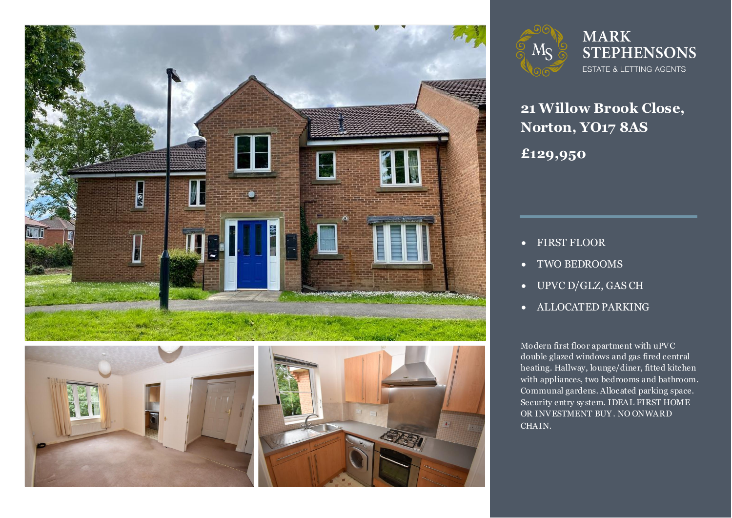MARK STEPHENSONS

ESTATE & LETTING AGENTS

# 21 Willow Brook Close, Norton, YO17 8AS

## £129,950

- FIRST FLOOR
- TWO BEDROOMS
- UPVC D/GLZ, GAS CH
- ALLOCATED PARKING

Modern first floor apartment with uPVC double glazed windows and gas fired central heating. Hallway, lounge/diner, fitted kitchen with appliances, two bedrooms and bathroom. Communal gardens. Allocated parking space. Security entry system. IDEAL FIRST HOME OR INVESTMENT BUY. NO ONWARD CHAIN.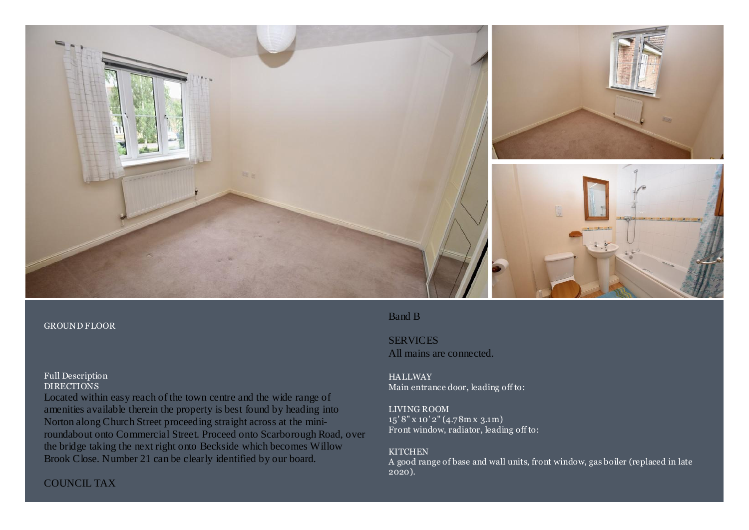GROUND FLOOR

Full Description
DIRECTIONS
Located within easy reach of the town centre and the wide range of amenities available therein the property is best found by heading into Norton along Church Street proceeding straight across at the mini-roundabout onto Commercial Street. Proceed onto Scarborough Road, over the bridge taking the next right onto Beckside which becomes Willow Brook Close. Number 21 can be clearly identified by our board.

COUNCIL TAX

Band B

SERVICES
All mains are connected.

HALLWAY
Main entrance door, leading off to:

LIVING ROOM
15' 8" x 10' 2" (4.78m x 3.1m)
Front window, radiator, leading off to:

KITCHEN
A good range of base and wall units, front window, gas boiler (replaced in late 2020).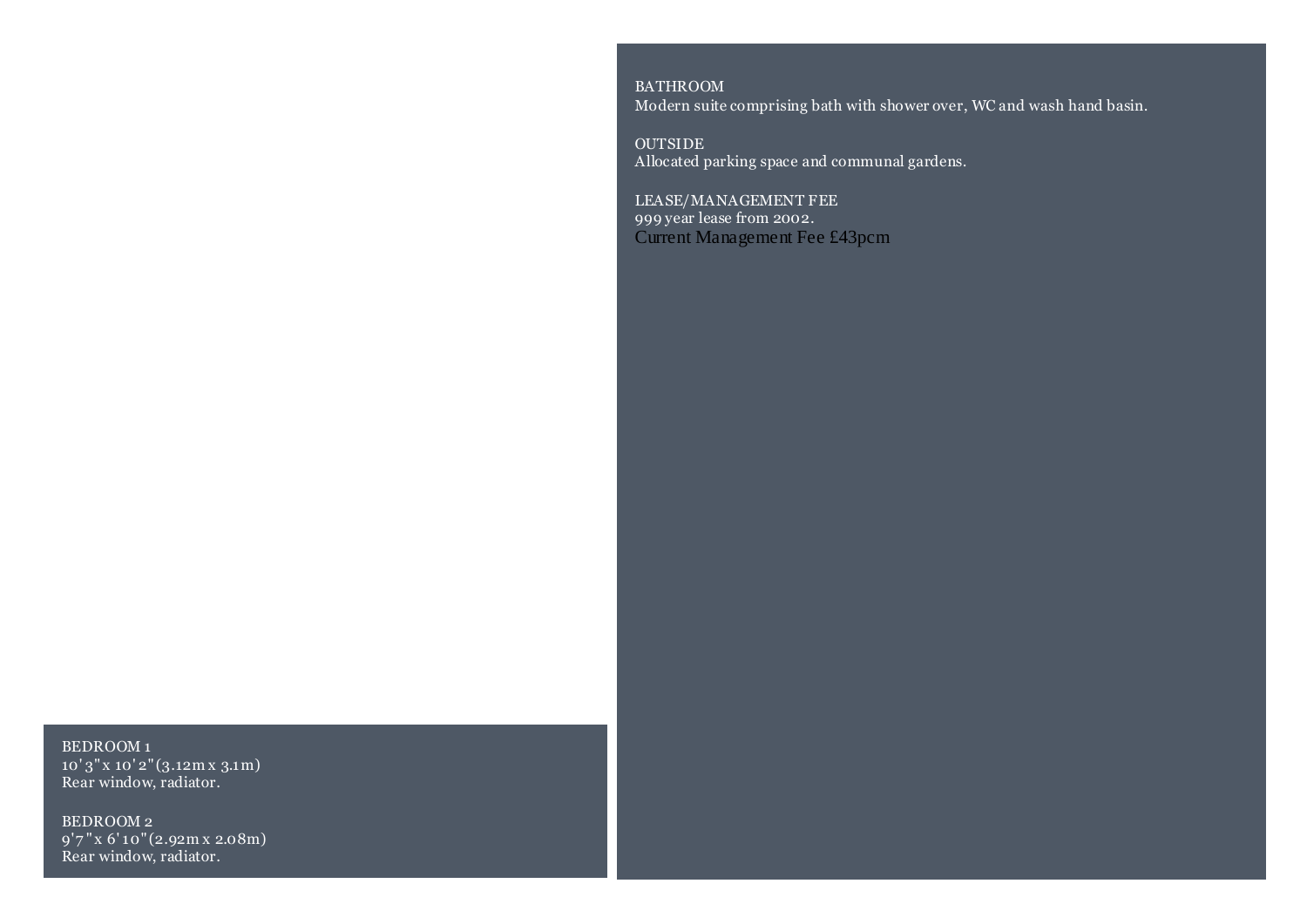BEDROOM 1
10'3"x 10'2"(3.12m x 3.1m)
Rear window, radiator.

BEDROOM 2
9'7"x 6'10"(2.92m x 2.08m)
Rear window, radiator.

BATHROOM
Modern suite comprising bath with shower over, WC and wash hand basin.

OUTSIDE
Allocated parking space and communal gardens.

LEASE/MANAGEMENT FEE
999 year lease from 2002.
Current Management Fee £43pcm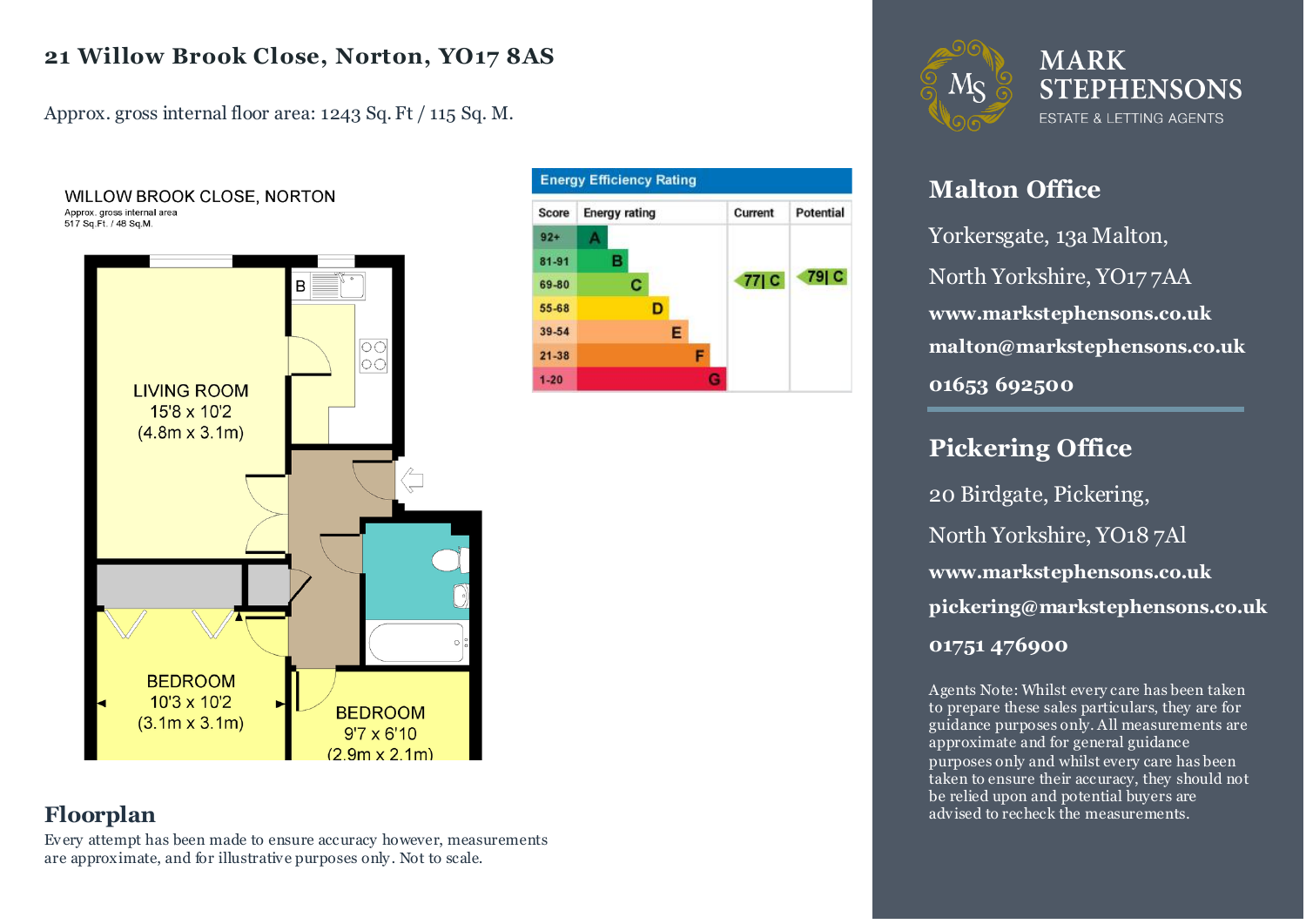# 21 Willow Brook Close, Norton, YO17 8AS

Approx. gross internal floor area: 1243 Sq. Ft / 115 Sq. M.

WILLOW BROOK CLOSE, NORTON
Approx. gross internal area
517 Sq.Ft. / 48 Sq.M.

LIVING ROOM
15'8 x 10'2
(4.8m x 3.1m)

B

BEDROOM
10'3 x 10'2
(3.1m x 3.1m)

BEDROOM
9'7 x 6'10
(2.9m x 2.1m)

Energy Efficiency Rating

| Score | Energy rating | Current | Potential |
|---|---|---|---|
| 92+ | A | | |
| 81-91 | B | | |
| 69-80 | C | 77\| C | 79\| C |
| 55-68 | D | | |
| 39-54 | E | | |
| 21-38 | F | | |
| 1-20 | G | | |

## Floorplan

Every attempt has been made to ensure accuracy however, measurements are approximate, and for illustrative purposes only. Not to scale.

MARK STEPHENSONS
ESTATE & LETTING AGENTS

## Malton Office

Yorkersgate, 13a Malton,

North Yorkshire, YO17 7AA

**www.markstephensons.co.uk**

**malton@markstephensons.co.uk**

**01653 692500**

## Pickering Office

20 Birdgate, Pickering,

North Yorkshire, YO18 7Al

**www.markstephensons.co.uk**

**pickering@markstephensons.co.uk**

**01751 476900**

Agents Note: Whilst every care has been taken to prepare these sales particulars, they are for guidance purposes only. All measurements are approximate and for general guidance purposes only and whilst every care has been taken to ensure their accuracy, they should not be relied upon and potential buyers are advised to recheck the measurements.